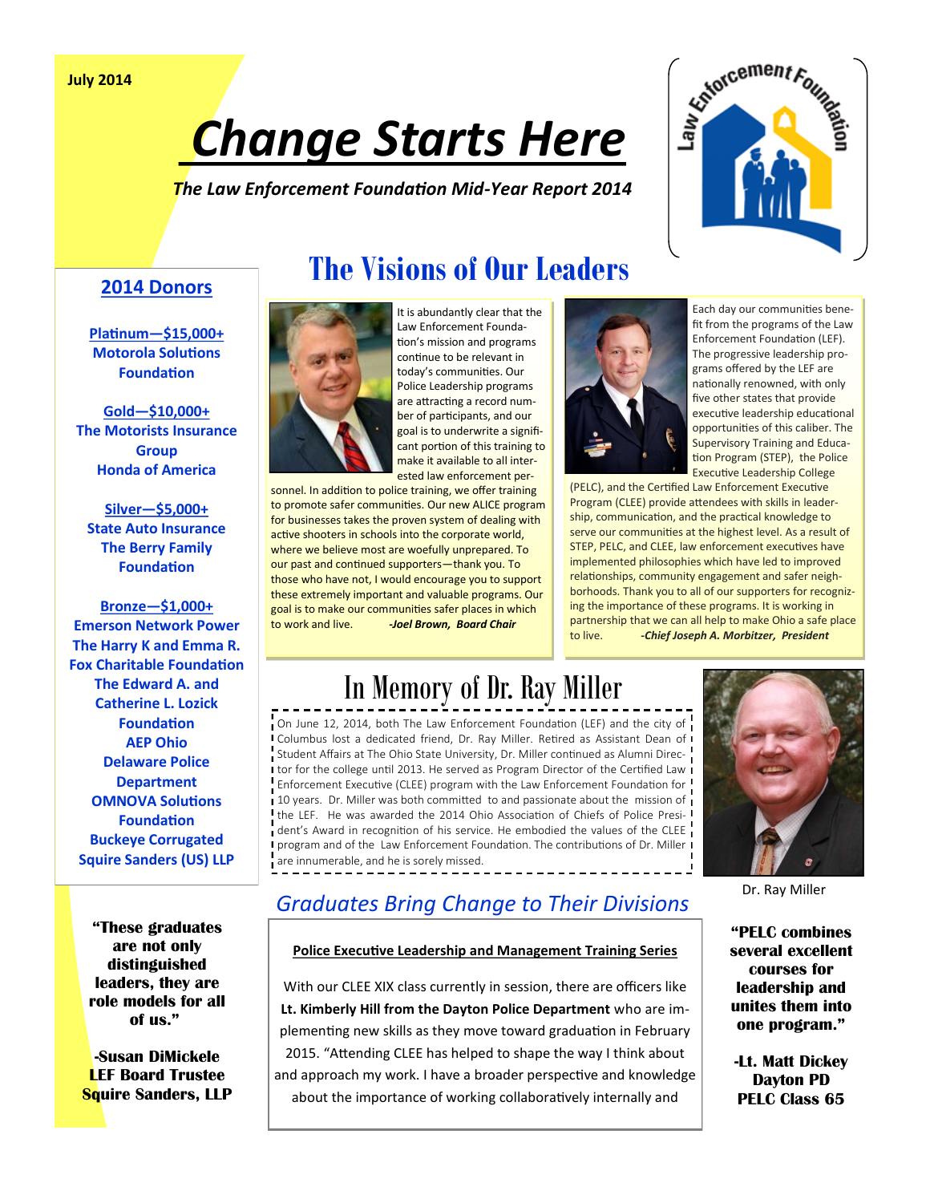July 2014

# Change Starts Here

*The Law Enforcement Foundation Mid-Year Report 2014*

## The Visions of Our Leaders

It is abundantly clear that the Law Enforcement Foundation's mission and programs continue to be relevant in today's communities. Our Police Leadership programs are attracting a record number of participants, and our goal is to underwrite a significant portion of this training to make it available to all interested law enforcement personnel. In addition to police training, we offer training to promote safer communities. Our new ALICE program for businesses takes the proven system of dealing with active shooters in schools into the corporate world, where we believe most are woefully unprepared. To our past and continued supporters—thank you. To those who have not, I would encourage you to support these extremely important and valuable programs. Our goal is to make our communities safer places in which to work and live. ***-Joel Brown, Board Chair***

Each day our communities benefit from the programs of the Law Enforcement Foundation (LEF). The progressive leadership programs offered by the LEF are nationally renowned, with only five other states that provide executive leadership educational opportunities of this caliber. The Supervisory Training and Education Program (STEP), the Police Executive Leadership College (PELC), and the Certified Law Enforcement Executive Program (CLEE) provide attendees with skills in leadership, communication, and the practical knowledge to serve our communities at the highest level. As a result of STEP, PELC, and CLEE, law enforcement executives have implemented philosophies which have led to improved relationships, community engagement and safer neighborhoods. Thank you to all of our supporters for recognizing the importance of these programs. It is working in partnership that we can all help to make Ohio a safe place to live. ***-Chief Joseph A. Morbitzer, President***

## In Memory of Dr. Ray Miller

On June 12, 2014, both The Law Enforcement Foundation (LEF) and the city of Columbus lost a dedicated friend, Dr. Ray Miller. Retired as Assistant Dean of Student Affairs at The Ohio State University, Dr. Miller continued as Alumni Director for the college until 2013. He served as Program Director of the Certified Law Enforcement Executive (CLEE) program with the Law Enforcement Foundation for 10 years. Dr. Miller was both committed to and passionate about the mission of the LEF. He was awarded the 2014 Ohio Association of Chiefs of Police President's Award in recognition of his service. He embodied the values of the CLEE program and of the Law Enforcement Foundation. The contributions of Dr. Miller are innumerable, and he is sorely missed.

Dr. Ray Miller

## *Graduates Bring Change to Their Divisions*

**Police Executive Leadership and Management Training Series**

With our CLEE XIX class currently in session, there are officers like **Lt. Kimberly Hill from the Dayton Police Department** who are implementing new skills as they move toward graduation in February 2015. "Attending CLEE has helped to shape the way I think about and approach my work. I have a broader perspective and knowledge about the importance of working collaboratively internally and

**"PELC combines several excellent courses for leadership and unites them into one program."**

**-Lt. Matt Dickey**
**Dayton PD**
**PELC Class 65**

## 2014 Donors

**Platinum—$15,000+**
Motorola Solutions Foundation

**Gold—$10,000+**
The Motorists Insurance Group
Honda of America

**Silver—$5,000+**
State Auto Insurance
The Berry Family Foundation

**Bronze—$1,000+**
Emerson Network Power
The Harry K and Emma R. Fox Charitable Foundation
The Edward A. and Catherine L. Lozick Foundation
AEP Ohio
Delaware Police Department
OMNOVA Solutions Foundation
Buckeye Corrugated
Squire Sanders (US) LLP

**"These graduates are not only distinguished leaders, they are role models for all of us."**

**-Susan DiMickele**
**LEF Board Trustee**
**Squire Sanders, LLP**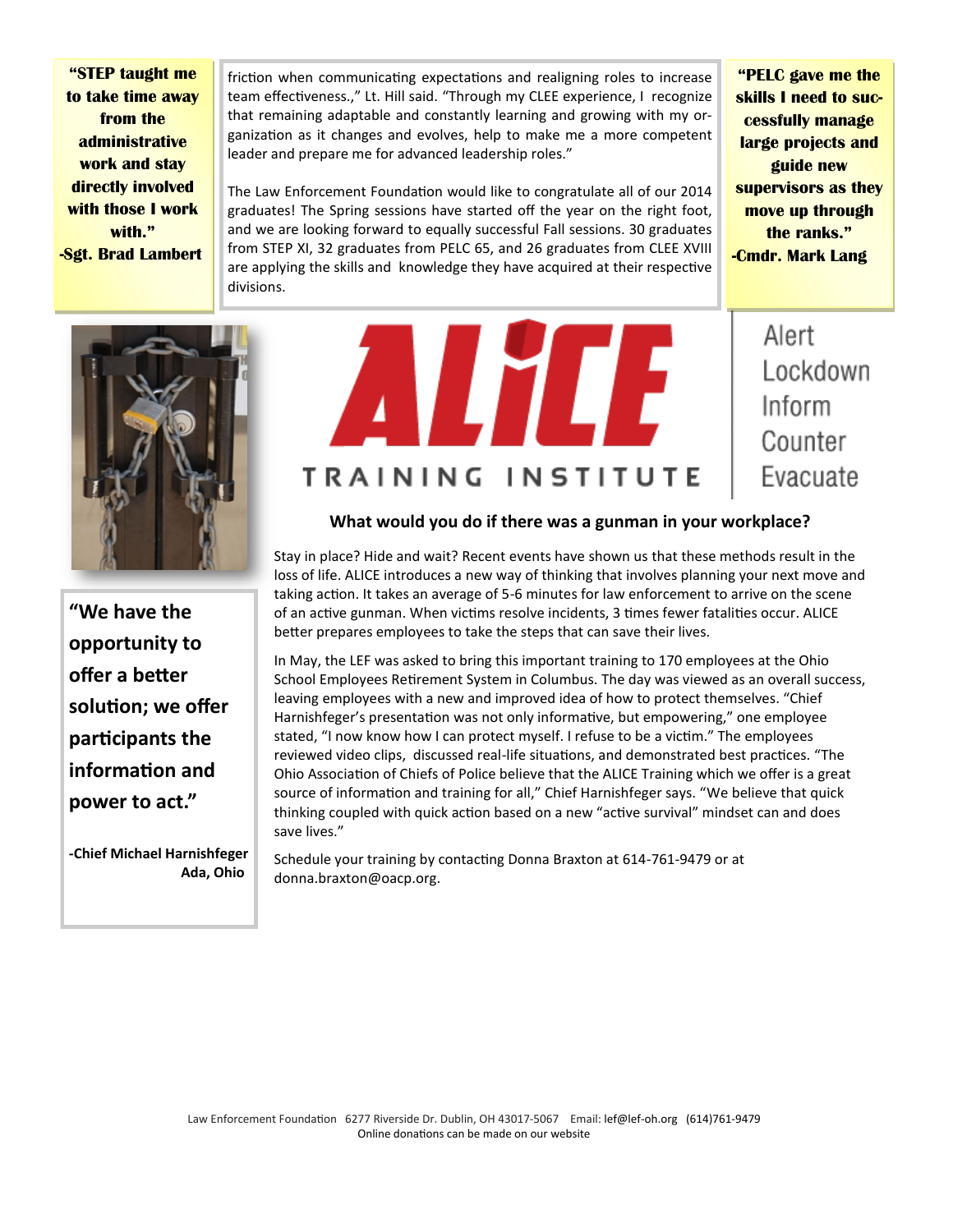**"STEP taught me to take time away from the administrative work and stay directly involved with those I work with."**
**-Sgt. Brad Lambert**

friction when communicating expectations and realigning roles to increase team effectiveness.," Lt. Hill said. "Through my CLEE experience, I recognize that remaining adaptable and constantly learning and growing with my organization as it changes and evolves, help to make me a more competent leader and prepare me for advanced leadership roles."

The Law Enforcement Foundation would like to congratulate all of our 2014 graduates! The Spring sessions have started off the year on the right foot, and we are looking forward to equally successful Fall sessions. 30 graduates from STEP XI, 32 graduates from PELC 65, and 26 graduates from CLEE XVIII are applying the skills and knowledge they have acquired at their respective divisions.

**"PELC gave me the skills I need to successfully manage large projects and guide new supervisors as they move up through the ranks."**
**-Cmdr. Mark Lang**

# ALiCE TRAINING INSTITUTE

Alert
Lockdown
Inform
Counter
Evacuate

### What would you do if there was a gunman in your workplace?

Stay in place? Hide and wait? Recent events have shown us that these methods result in the loss of life. ALICE introduces a new way of thinking that involves planning your next move and taking action. It takes an average of 5-6 minutes for law enforcement to arrive on the scene of an active gunman. When victims resolve incidents, 3 times fewer fatalities occur. ALICE better prepares employees to take the steps that can save their lives.

In May, the LEF was asked to bring this important training to 170 employees at the Ohio School Employees Retirement System in Columbus. The day was viewed as an overall success, leaving employees with a new and improved idea of how to protect themselves. "Chief Harnishfeger's presentation was not only informative, but empowering," one employee stated, "I now know how I can protect myself. I refuse to be a victim." The employees reviewed video clips, discussed real-life situations, and demonstrated best practices. "The Ohio Association of Chiefs of Police believe that the ALICE Training which we offer is a great source of information and training for all," Chief Harnishfeger says. "We believe that quick thinking coupled with quick action based on a new "active survival" mindset can and does save lives."

Schedule your training by contacting Donna Braxton at 614-761-9479 or at donna.braxton@oacp.org.

**"We have the opportunity to offer a better solution; we offer participants the information and power to act."**

**-Chief Michael Harnishfeger**
**Ada, Ohio**

Law Enforcement Foundation 6277 Riverside Dr. Dublin, OH 43017-5067 Email: lef@lef-oh.org (614)761-9479
Online donations can be made on our website